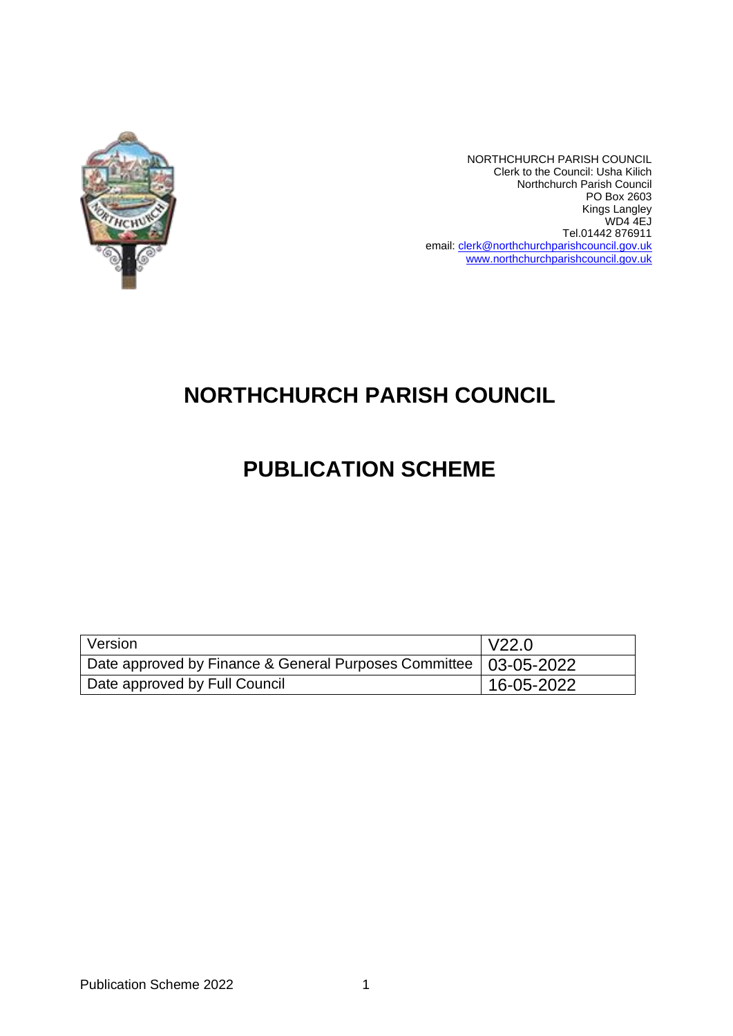NORTHCHURCH PARISH COUNCIL
Clerk to the Council: Usha Kilich
Northchurch Parish Council
PO Box 2603
Kings Langley
WD4 4EJ
Tel.01442 876911
email: clerk@northchurchparishcouncil.gov.uk
www.northchurchparishcouncil.gov.uk

# NORTHCHURCH PARISH COUNCIL

# PUBLICATION SCHEME

| Version | V22.0 |
|---|---|
| Date approved by Finance & General Purposes Committee | 03-05-2022 |
| Date approved by Full Council | 16-05-2022 |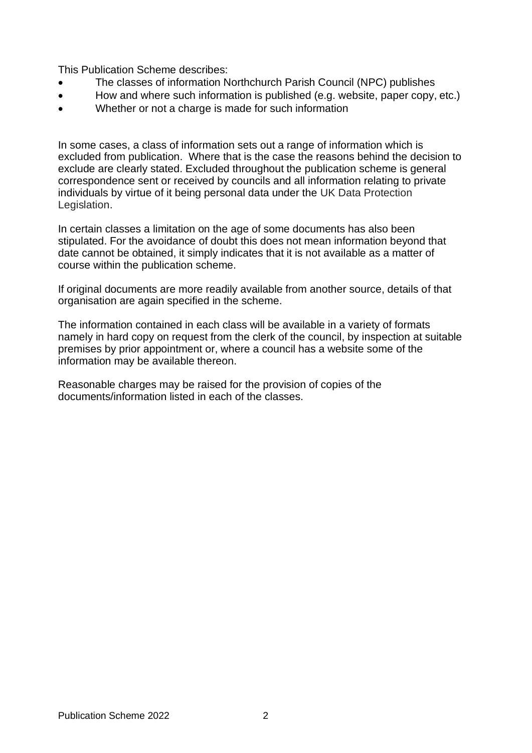This Publication Scheme describes:

- The classes of information Northchurch Parish Council (NPC) publishes
- How and where such information is published (e.g. website, paper copy, etc.)
- Whether or not a charge is made for such information

In some cases, a class of information sets out a range of information which is excluded from publication. Where that is the case the reasons behind the decision to exclude are clearly stated. Excluded throughout the publication scheme is general correspondence sent or received by councils and all information relating to private individuals by virtue of it being personal data under the UK Data Protection Legislation.

In certain classes a limitation on the age of some documents has also been stipulated. For the avoidance of doubt this does not mean information beyond that date cannot be obtained, it simply indicates that it is not available as a matter of course within the publication scheme.

If original documents are more readily available from another source, details of that organisation are again specified in the scheme.

The information contained in each class will be available in a variety of formats namely in hard copy on request from the clerk of the council, by inspection at suitable premises by prior appointment or, where a council has a website some of the information may be available thereon.

Reasonable charges may be raised for the provision of copies of the documents/information listed in each of the classes.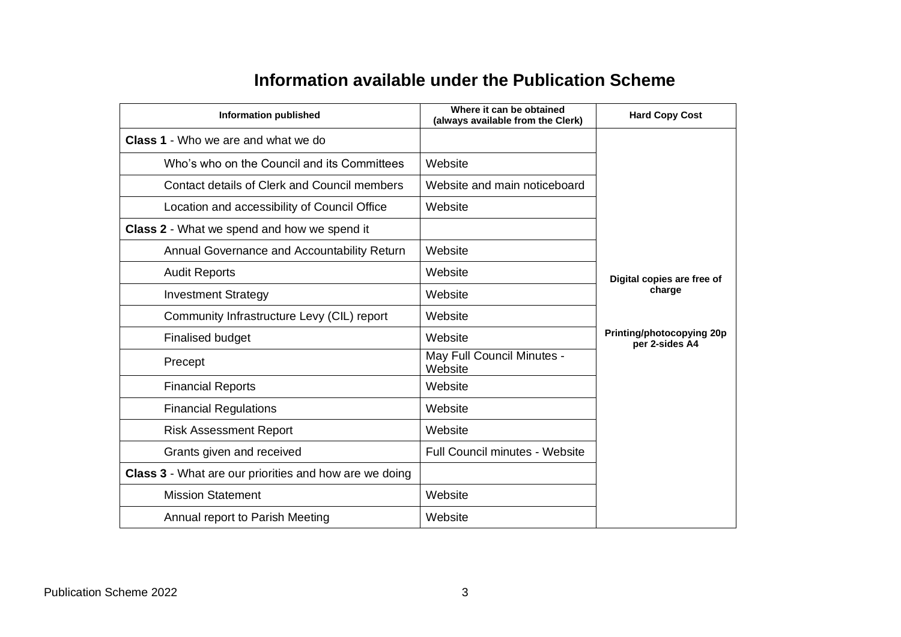# Information available under the Publication Scheme

| Information published | Where it can be obtained (always available from the Clerk) | Hard Copy Cost |
|---|---|---|
| **Class 1** - Who we are and what we do | | **Digital copies are free of charge**<br><br>**Printing/photocopying 20p per 2-sides A4** |
| Who's who on the Council and its Committees | Website | |
| Contact details of Clerk and Council members | Website and main noticeboard | |
| Location and accessibility of Council Office | Website | |
| **Class 2** - What we spend and how we spend it | | |
| Annual Governance and Accountability Return | Website | |
| Audit Reports | Website | |
| Investment Strategy | Website | |
| Community Infrastructure Levy (CIL) report | Website | |
| Finalised budget | Website | |
| Precept | May Full Council Minutes - Website | |
| Financial Reports | Website | |
| Financial Regulations | Website | |
| Risk Assessment Report | Website | |
| Grants given and received | Full Council minutes - Website | |
| **Class 3** - What are our priorities and how are we doing | | |
| Mission Statement | Website | |
| Annual report to Parish Meeting | Website | |

Publication Scheme 2022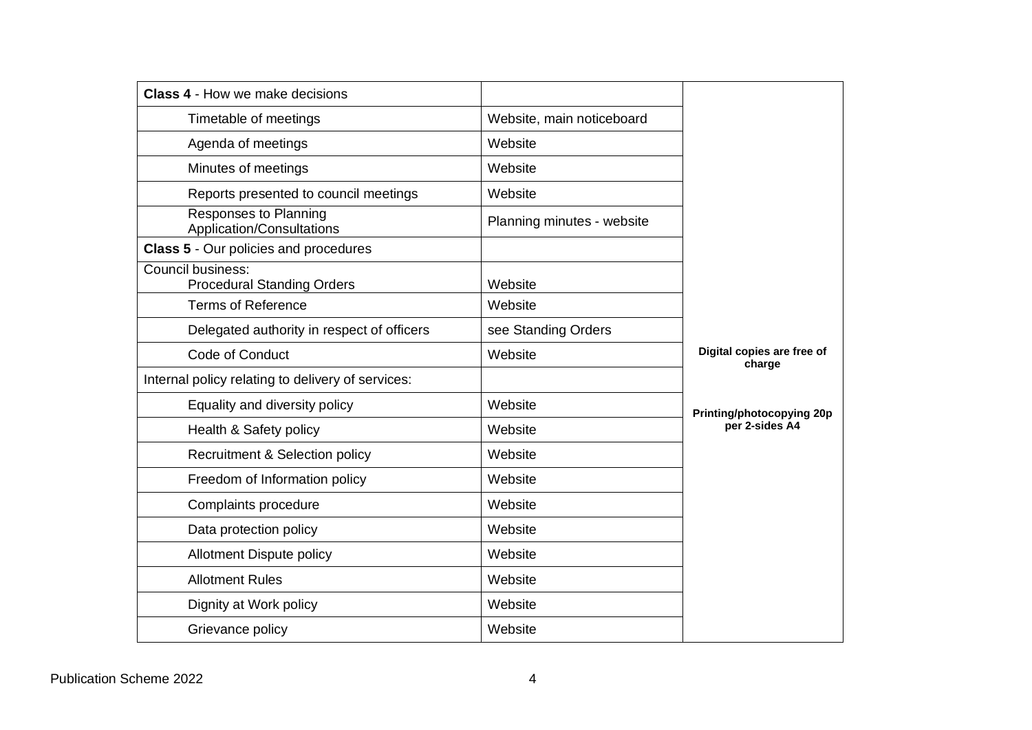| **Class 4** - How we make decisions | | |
|---|---|---|
| Timetable of meetings | Website, main noticeboard | |
| Agenda of meetings | Website | |
| Minutes of meetings | Website | |
| Reports presented to council meetings | Website | |
| Responses to Planning Application/Consultations | Planning minutes - website | |
| **Class 5** - Our policies and procedures | | |
| Council business: Procedural Standing Orders | Website | |
| Terms of Reference | Website | |
| Delegated authority in respect of officers | see Standing Orders | |
| Code of Conduct | Website | **Digital copies are free of charge** |
| Internal policy relating to delivery of services: | | |
| Equality and diversity policy | Website | **Printing/photocopying 20p per 2-sides A4** |
| Health & Safety policy | Website | |
| Recruitment & Selection policy | Website | |
| Freedom of Information policy | Website | |
| Complaints procedure | Website | |
| Data protection policy | Website | |
| Allotment Dispute policy | Website | |
| Allotment Rules | Website | |
| Dignity at Work policy | Website | |
| Grievance policy | Website | |

Publication Scheme 2022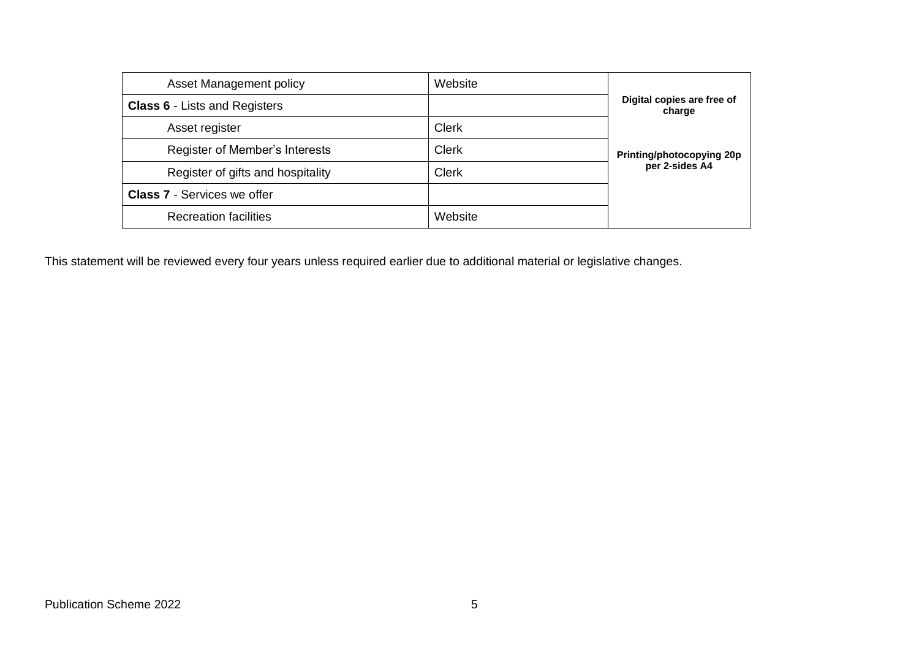| | | |
|---|---|---|
| Asset Management policy | Website | **Digital copies are free of charge**<br><br>**Printing/photocopying 20p per 2-sides A4** |
| **Class 6** - Lists and Registers | | |
| Asset register | Clerk | |
| Register of Member's Interests | Clerk | |
| Register of gifts and hospitality | Clerk | |
| **Class 7** - Services we offer | | |
| Recreation facilities | Website | |

This statement will be reviewed every four years unless required earlier due to additional material or legislative changes.